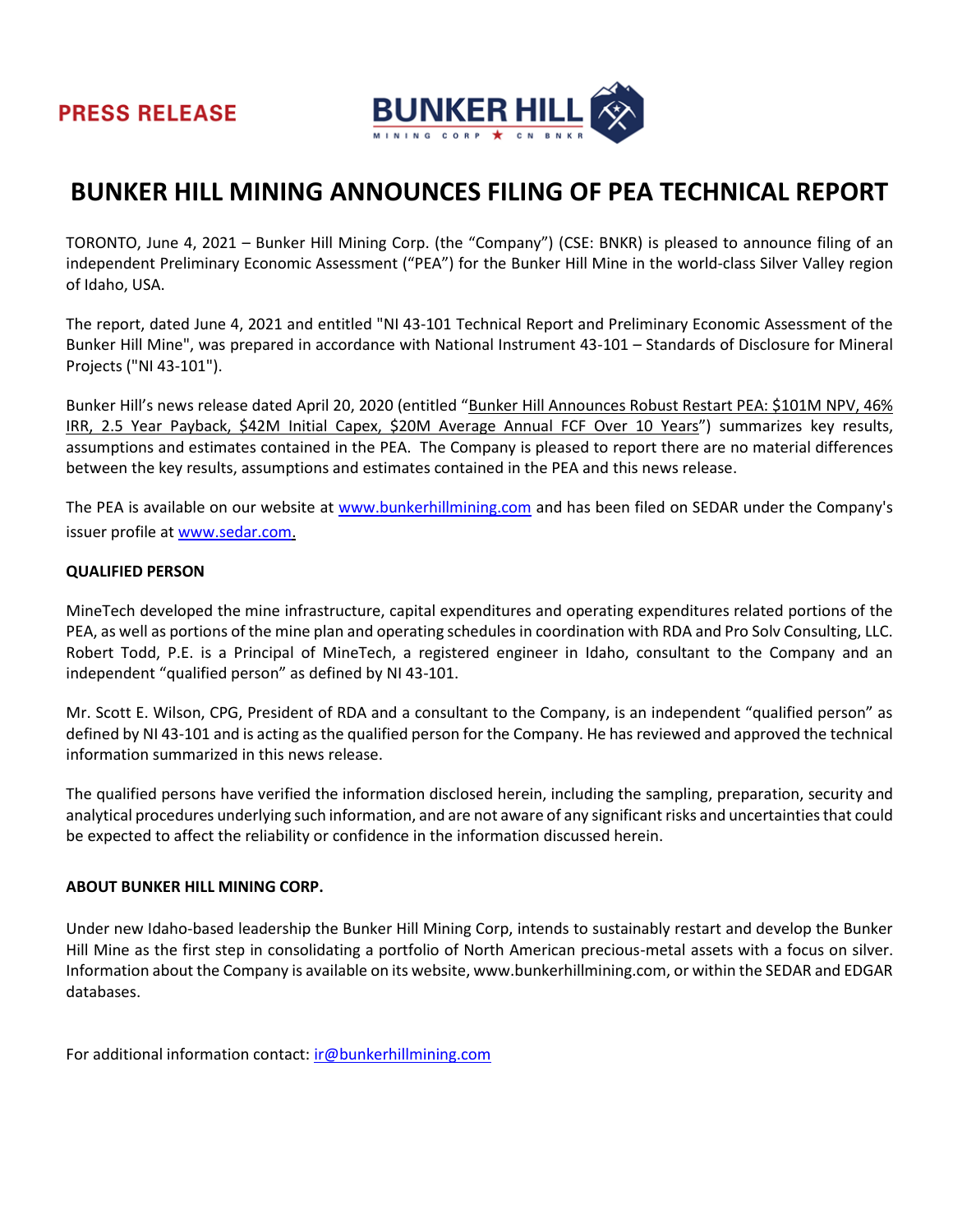PRESS RELEASE

BUNKER HILL
MINING CORP ★ CN BNKR

# BUNKER HILL MINING ANNOUNCES FILING OF PEA TECHNICAL REPORT

TORONTO, June 4, 2021 – Bunker Hill Mining Corp. (the "Company") (CSE: BNKR) is pleased to announce filing of an independent Preliminary Economic Assessment ("PEA") for the Bunker Hill Mine in the world-class Silver Valley region of Idaho, USA.

The report, dated June 4, 2021 and entitled "NI 43-101 Technical Report and Preliminary Economic Assessment of the Bunker Hill Mine", was prepared in accordance with National Instrument 43-101 – Standards of Disclosure for Mineral Projects ("NI 43-101").

Bunker Hill's news release dated April 20, 2020 (entitled "Bunker Hill Announces Robust Restart PEA: $101M NPV, 46% IRR, 2.5 Year Payback, $42M Initial Capex, $20M Average Annual FCF Over 10 Years") summarizes key results, assumptions and estimates contained in the PEA. The Company is pleased to report there are no material differences between the key results, assumptions and estimates contained in the PEA and this news release.

The PEA is available on our website at www.bunkerhillmining.com and has been filed on SEDAR under the Company's issuer profile at www.sedar.com.

**QUALIFIED PERSON**

MineTech developed the mine infrastructure, capital expenditures and operating expenditures related portions of the PEA, as well as portions of the mine plan and operating schedules in coordination with RDA and Pro Solv Consulting, LLC. Robert Todd, P.E. is a Principal of MineTech, a registered engineer in Idaho, consultant to the Company and an independent "qualified person" as defined by NI 43-101.

Mr. Scott E. Wilson, CPG, President of RDA and a consultant to the Company, is an independent "qualified person" as defined by NI 43-101 and is acting as the qualified person for the Company. He has reviewed and approved the technical information summarized in this news release.

The qualified persons have verified the information disclosed herein, including the sampling, preparation, security and analytical procedures underlying such information, and are not aware of any significant risks and uncertainties that could be expected to affect the reliability or confidence in the information discussed herein.

**ABOUT BUNKER HILL MINING CORP.**

Under new Idaho-based leadership the Bunker Hill Mining Corp, intends to sustainably restart and develop the Bunker Hill Mine as the first step in consolidating a portfolio of North American precious-metal assets with a focus on silver. Information about the Company is available on its website, www.bunkerhillmining.com, or within the SEDAR and EDGAR databases.

For additional information contact: ir@bunkerhillmining.com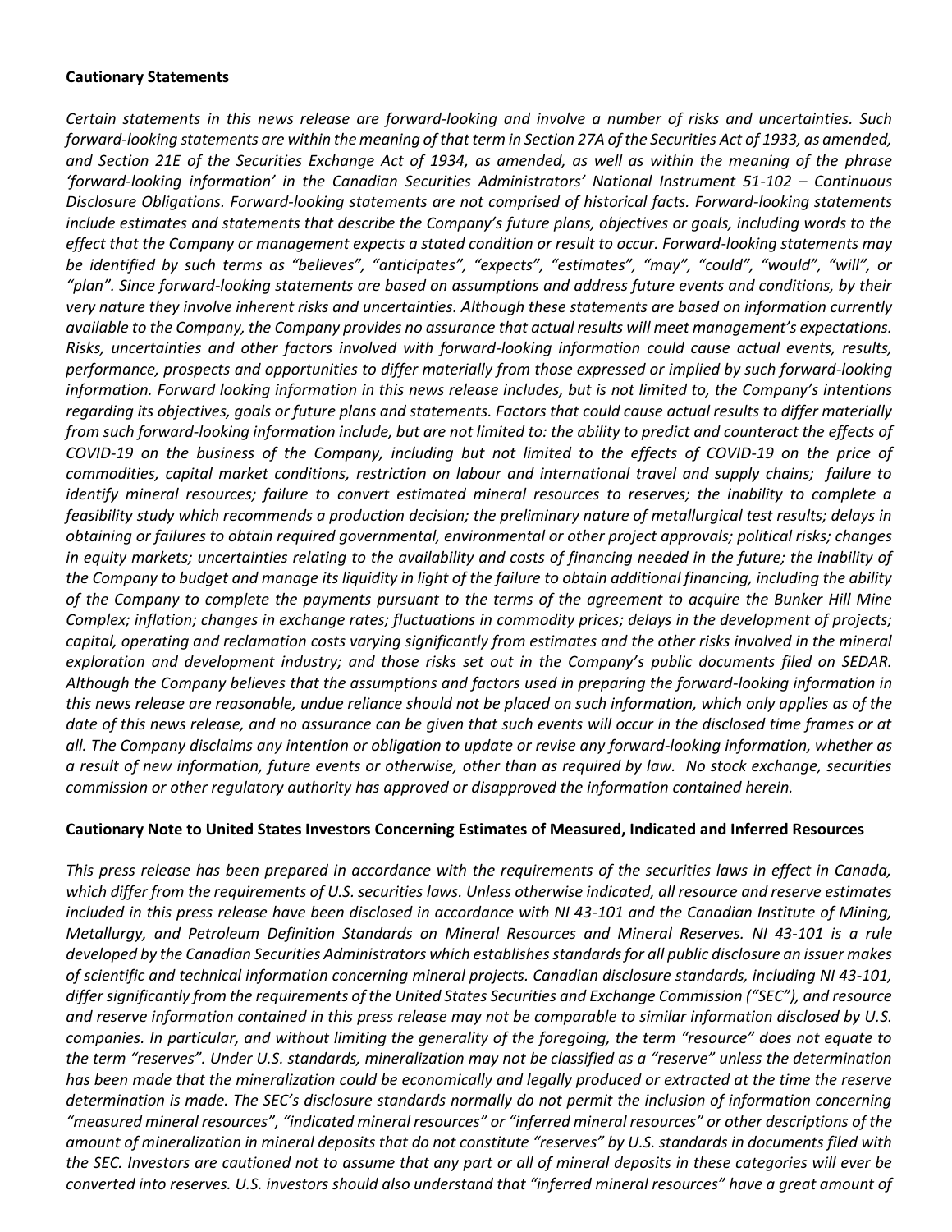**Cautionary Statements**

*Certain statements in this news release are forward-looking and involve a number of risks and uncertainties. Such forward-looking statements are within the meaning of that term in Section 27A of the Securities Act of 1933, as amended, and Section 21E of the Securities Exchange Act of 1934, as amended, as well as within the meaning of the phrase 'forward-looking information' in the Canadian Securities Administrators' National Instrument 51-102 – Continuous Disclosure Obligations. Forward-looking statements are not comprised of historical facts. Forward-looking statements include estimates and statements that describe the Company's future plans, objectives or goals, including words to the effect that the Company or management expects a stated condition or result to occur. Forward-looking statements may be identified by such terms as "believes", "anticipates", "expects", "estimates", "may", "could", "would", "will", or "plan". Since forward-looking statements are based on assumptions and address future events and conditions, by their very nature they involve inherent risks and uncertainties. Although these statements are based on information currently available to the Company, the Company provides no assurance that actual results will meet management's expectations. Risks, uncertainties and other factors involved with forward-looking information could cause actual events, results, performance, prospects and opportunities to differ materially from those expressed or implied by such forward-looking information. Forward looking information in this news release includes, but is not limited to, the Company's intentions regarding its objectives, goals or future plans and statements. Factors that could cause actual results to differ materially from such forward-looking information include, but are not limited to: the ability to predict and counteract the effects of COVID-19 on the business of the Company, including but not limited to the effects of COVID-19 on the price of commodities, capital market conditions, restriction on labour and international travel and supply chains; failure to identify mineral resources; failure to convert estimated mineral resources to reserves; the inability to complete a feasibility study which recommends a production decision; the preliminary nature of metallurgical test results; delays in obtaining or failures to obtain required governmental, environmental or other project approvals; political risks; changes in equity markets; uncertainties relating to the availability and costs of financing needed in the future; the inability of the Company to budget and manage its liquidity in light of the failure to obtain additional financing, including the ability of the Company to complete the payments pursuant to the terms of the agreement to acquire the Bunker Hill Mine Complex; inflation; changes in exchange rates; fluctuations in commodity prices; delays in the development of projects; capital, operating and reclamation costs varying significantly from estimates and the other risks involved in the mineral exploration and development industry; and those risks set out in the Company's public documents filed on SEDAR. Although the Company believes that the assumptions and factors used in preparing the forward-looking information in this news release are reasonable, undue reliance should not be placed on such information, which only applies as of the date of this news release, and no assurance can be given that such events will occur in the disclosed time frames or at all. The Company disclaims any intention or obligation to update or revise any forward-looking information, whether as a result of new information, future events or otherwise, other than as required by law. No stock exchange, securities commission or other regulatory authority has approved or disapproved the information contained herein.*

**Cautionary Note to United States Investors Concerning Estimates of Measured, Indicated and Inferred Resources**

*This press release has been prepared in accordance with the requirements of the securities laws in effect in Canada, which differ from the requirements of U.S. securities laws. Unless otherwise indicated, all resource and reserve estimates included in this press release have been disclosed in accordance with NI 43-101 and the Canadian Institute of Mining, Metallurgy, and Petroleum Definition Standards on Mineral Resources and Mineral Reserves. NI 43-101 is a rule developed by the Canadian Securities Administrators which establishes standards for all public disclosure an issuer makes of scientific and technical information concerning mineral projects. Canadian disclosure standards, including NI 43-101, differ significantly from the requirements of the United States Securities and Exchange Commission ("SEC"), and resource and reserve information contained in this press release may not be comparable to similar information disclosed by U.S. companies. In particular, and without limiting the generality of the foregoing, the term "resource" does not equate to the term "reserves". Under U.S. standards, mineralization may not be classified as a "reserve" unless the determination has been made that the mineralization could be economically and legally produced or extracted at the time the reserve determination is made. The SEC's disclosure standards normally do not permit the inclusion of information concerning "measured mineral resources", "indicated mineral resources" or "inferred mineral resources" or other descriptions of the amount of mineralization in mineral deposits that do not constitute "reserves" by U.S. standards in documents filed with the SEC. Investors are cautioned not to assume that any part or all of mineral deposits in these categories will ever be converted into reserves. U.S. investors should also understand that "inferred mineral resources" have a great amount of*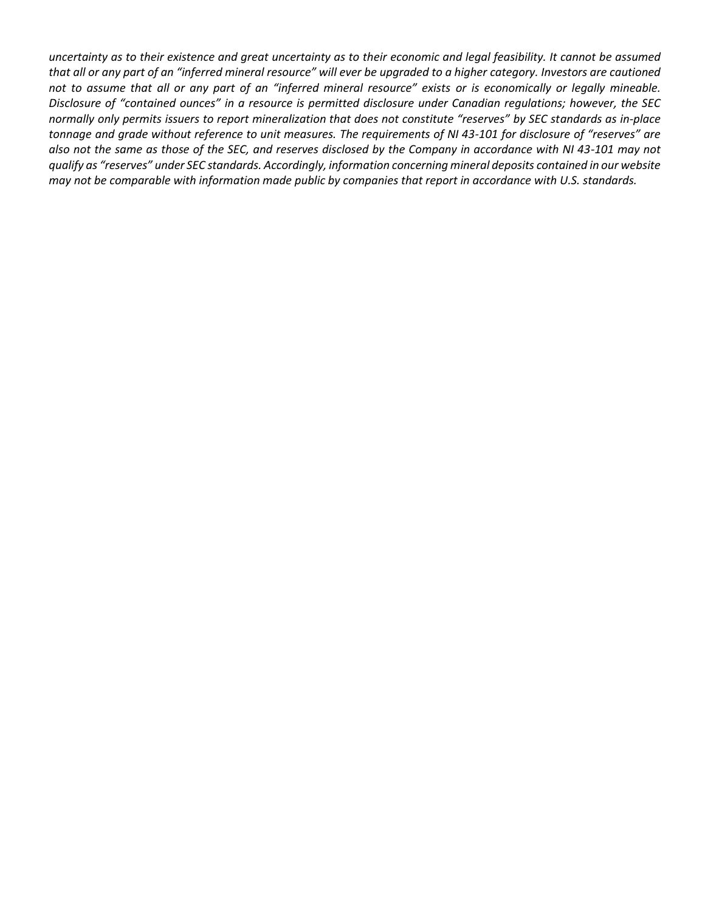*uncertainty as to their existence and great uncertainty as to their economic and legal feasibility. It cannot be assumed that all or any part of an "inferred mineral resource" will ever be upgraded to a higher category. Investors are cautioned not to assume that all or any part of an "inferred mineral resource" exists or is economically or legally mineable. Disclosure of "contained ounces" in a resource is permitted disclosure under Canadian regulations; however, the SEC normally only permits issuers to report mineralization that does not constitute "reserves" by SEC standards as in-place tonnage and grade without reference to unit measures. The requirements of NI 43-101 for disclosure of "reserves" are also not the same as those of the SEC, and reserves disclosed by the Company in accordance with NI 43-101 may not qualify as "reserves" under SEC standards. Accordingly, information concerning mineral deposits contained in our website may not be comparable with information made public by companies that report in accordance with U.S. standards.*